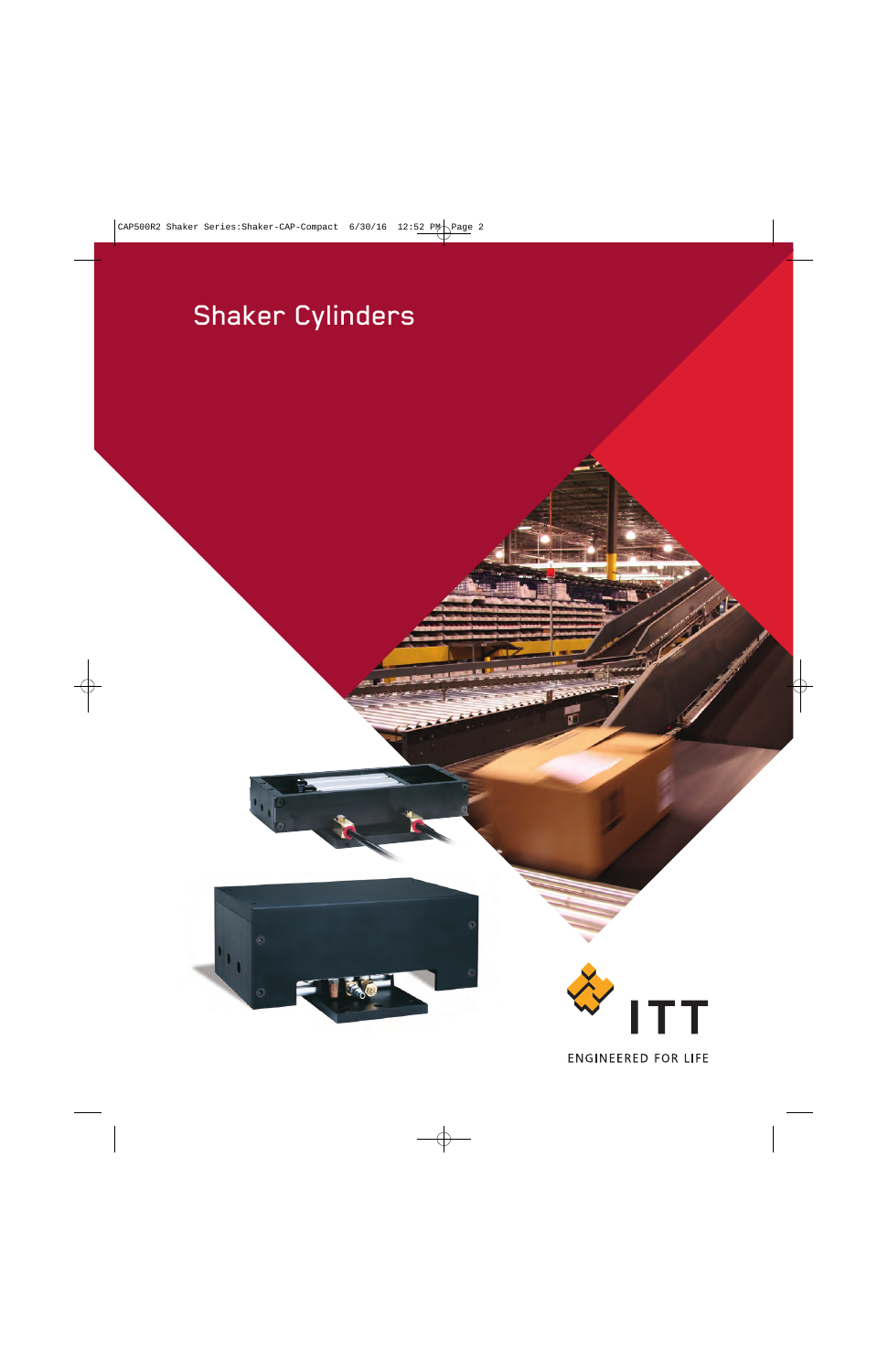# Shaker Cylinders

ITT

ENGINEERED FOR LIFE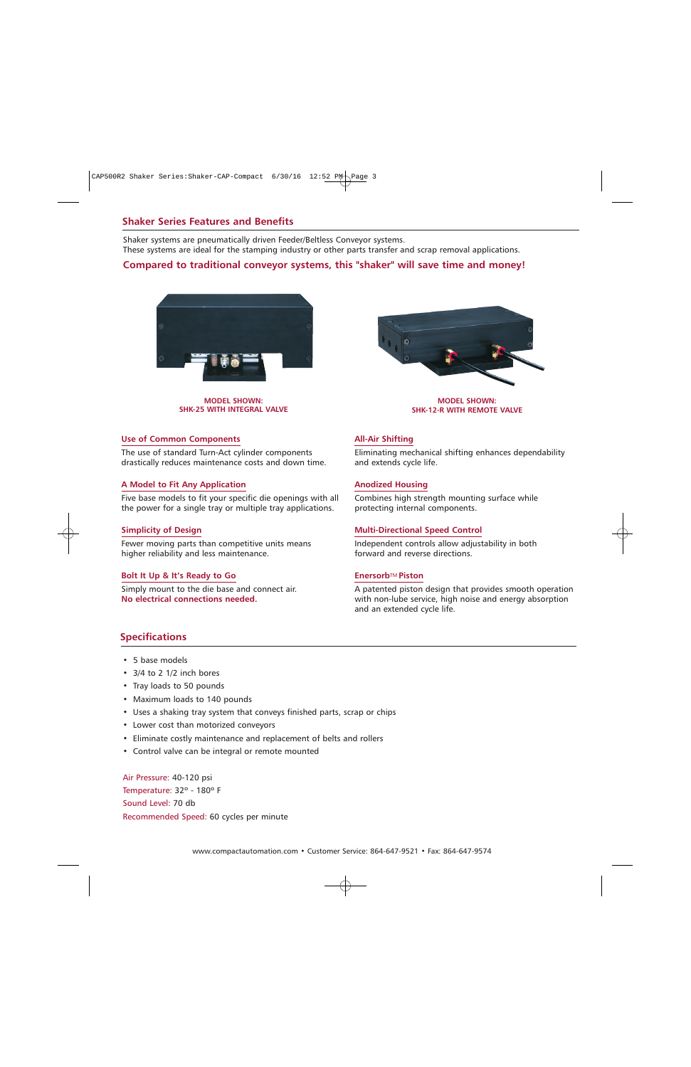## Shaker Series Features and Benefits

Shaker systems are pneumatically driven Feeder/Beltless Conveyor systems.
These systems are ideal for the stamping industry or other parts transfer and scrap removal applications.

**Compared to traditional conveyor systems, this "shaker" will save time and money!**

**MODEL SHOWN:**
**SHK-25 WITH INTEGRAL VALVE**

**MODEL SHOWN:**
**SHK-12-R WITH REMOTE VALVE**

### Use of Common Components

The use of standard Turn-Act cylinder components drastically reduces maintenance costs and down time.

### A Model to Fit Any Application

Five base models to fit your specific die openings with all the power for a single tray or multiple tray applications.

### Simplicity of Design

Fewer moving parts than competitive units means higher reliability and less maintenance.

### Bolt It Up & It's Ready to Go

Simply mount to the die base and connect air.
**No electrical connections needed.**

### All-Air Shifting

Eliminating mechanical shifting enhances dependability and extends cycle life.

### Anodized Housing

Combines high strength mounting surface while protecting internal components.

### Multi-Directional Speed Control

Independent controls allow adjustability in both forward and reverse directions.

### Enersorb™ Piston

A patented piston design that provides smooth operation with non-lube service, high noise and energy absorption and an extended cycle life.

## Specifications

- 5 base models
- 3/4 to 2 1/2 inch bores
- Tray loads to 50 pounds
- Maximum loads to 140 pounds
- Uses a shaking tray system that conveys finished parts, scrap or chips
- Lower cost than motorized conveyors
- Eliminate costly maintenance and replacement of belts and rollers
- Control valve can be integral or remote mounted

Air Pressure: 40-120 psi
Temperature: 32° - 180° F
Sound Level: 70 db
Recommended Speed: 60 cycles per minute

www.compactautomation.com • Customer Service: 864-647-9521 • Fax: 864-647-9574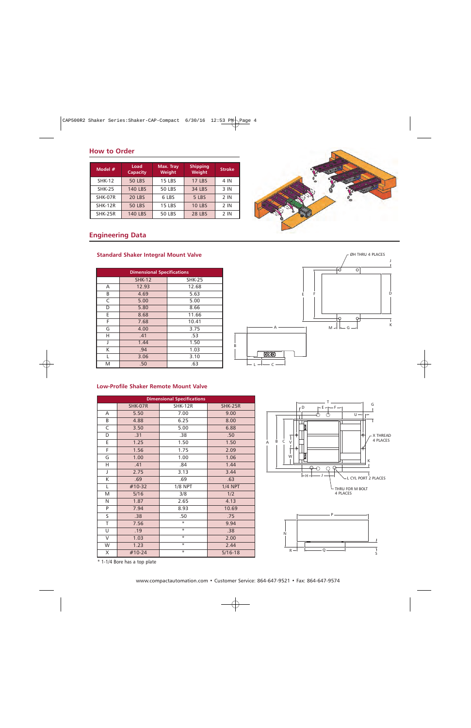## How to Order

| Model # | Load Capacity | Max. Tray Weight | Shipping Weight | Stroke |
|---|---|---|---|---|
| SHK-12 | 50 LBS | 15 LBS | 17 LBS | 4 IN |
| SHK-25 | 140 LBS | 50 LBS | 34 LBS | 3 IN |
| SHK-07R | 20 LBS | 6 LBS | 5 LBS | 2 IN |
| SHK-12R | 50 LBS | 15 LBS | 10 LBS | 2 IN |
| SHK-25R | 140 LBS | 50 LBS | 28 LBS | 2 IN |

## Engineering Data

### Standard Shaker Integral Mount Valve

| Dimensional Specifications | | |
|---|---|---|
| | SHK-12 | SHK-25 |
| A | 12.93 | 12.68 |
| B | 4.69 | 5.63 |
| C | 5.00 | 5.00 |
| D | 5.80 | 8.66 |
| E | 8.68 | 11.66 |
| F | 7.68 | 10.41 |
| G | 4.00 | 3.75 |
| H | .41 | .53 |
| J | 1.44 | 1.50 |
| K | .94 | 1.03 |
| L | 3.06 | 3.10 |
| M | .50 | .63 |

ØH THRU 4 PLACES

### Low-Profile Shaker Remote Mount Valve

| Dimensional Specifications | | | |
|---|---|---|---|
| | SHK-07R | SHK-12R | SHK-25R |
| A | 5.50 | 7.00 | 9.00 |
| B | 4.88 | 6.25 | 8.00 |
| C | 3.50 | 5.00 | 6.88 |
| D | .31 | .38 | .50 |
| E | 1.25 | 1.50 | 1.50 |
| F | 1.56 | 1.75 | 2.09 |
| G | 1.00 | 1.00 | 1.06 |
| H | .41 | .84 | 1.44 |
| J | 2.75 | 3.13 | 3.44 |
| K | .69 | .69 | .63 |
| L | #10-32 | 1/8 NPT | 1/4 NPT |
| M | 5/16 | 3/8 | 1/2 |
| N | 1.87 | 2.65 | 4.13 |
| P | 7.94 | 8.93 | 10.69 |
| S | .38 | .50 | .75 |
| T | 7.56 | * | 9.94 |
| U | .19 | * | .38 |
| V | 1.03 | * | 2.00 |
| W | 1.23 | * | 2.44 |
| X | #10-24 | * | 5/16-18 |

* 1-1/4 Bore has a top plate

X THREAD 4 PLACES

L CYL PORT 2 PLACES

THRU FOR M BOLT 4 PLACES

www.compactautomation.com • Customer Service: 864-647-9521 • Fax: 864-647-9574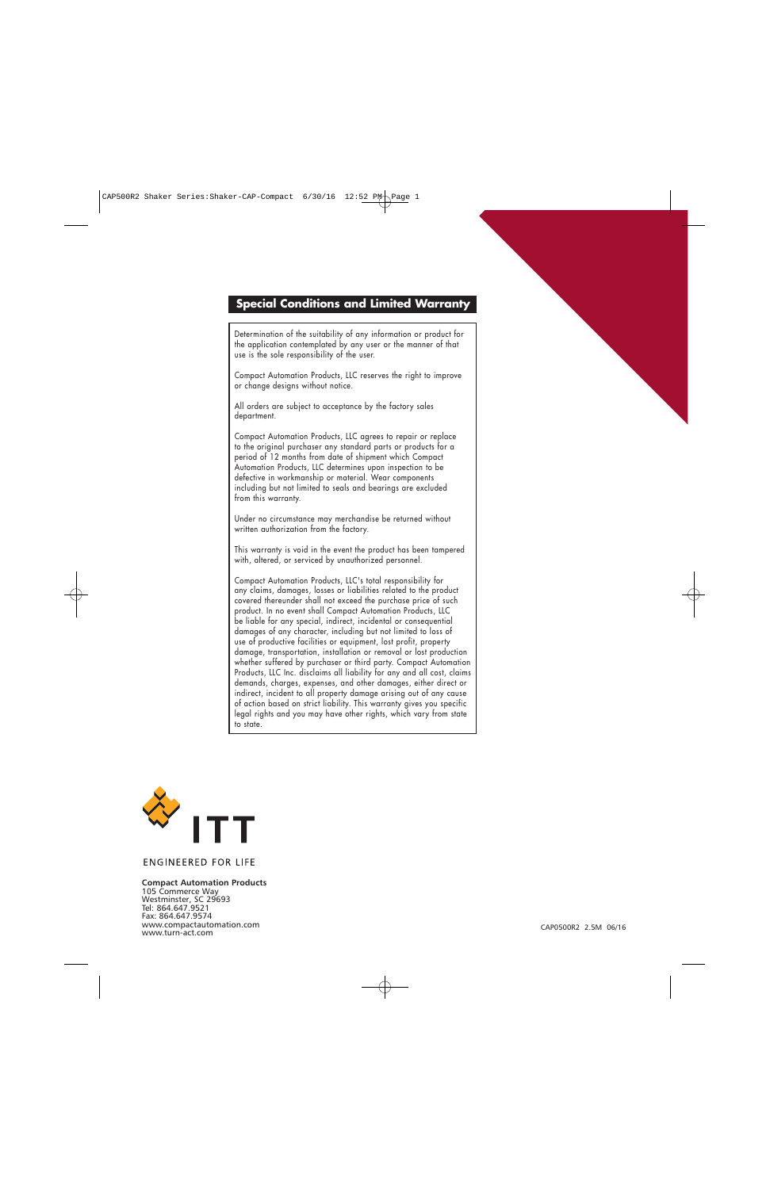## Special Conditions and Limited Warranty

Determination of the suitability of any information or product for the application contemplated by any user or the manner of that use is the sole responsibility of the user.

Compact Automation Products, LLC reserves the right to improve or change designs without notice.

All orders are subject to acceptance by the factory sales department.

Compact Automation Products, LLC agrees to repair or replace to the original purchaser any standard parts or products for a period of 12 months from date of shipment which Compact Automation Products, LLC determines upon inspection to be defective in workmanship or material. Wear components including but not limited to seals and bearings are excluded from this warranty.

Under no circumstance may merchandise be returned without written authorization from the factory.

This warranty is void in the event the product has been tampered with, altered, or serviced by unauthorized personnel.

Compact Automation Products, LLC's total responsibility for any claims, damages, losses or liabilities related to the product covered thereunder shall not exceed the purchase price of such product. In no event shall Compact Automation Products, LLC be liable for any special, indirect, incidental or consequential damages of any character, including but not limited to loss of use of productive facilities or equipment, lost profit, property damage, transportation, installation or removal or lost production whether suffered by purchaser or third party. Compact Automation Products, LLC Inc. disclaims all liability for any and all cost, claims demands, charges, expenses, and other damages, either direct or indirect, incident to all property damage arising out of any cause of action based on strict liability. This warranty gives you specific legal rights and you may have other rights, which vary from state to state.

ITT

ENGINEERED FOR LIFE

**Compact Automation Products**
105 Commerce Way
Westminster, SC 29693
Tel: 864.647.9521
Fax: 864.647.9574
www.compactautomation.com
www.turn-act.com

CAP0500R2 2.5M 06/16